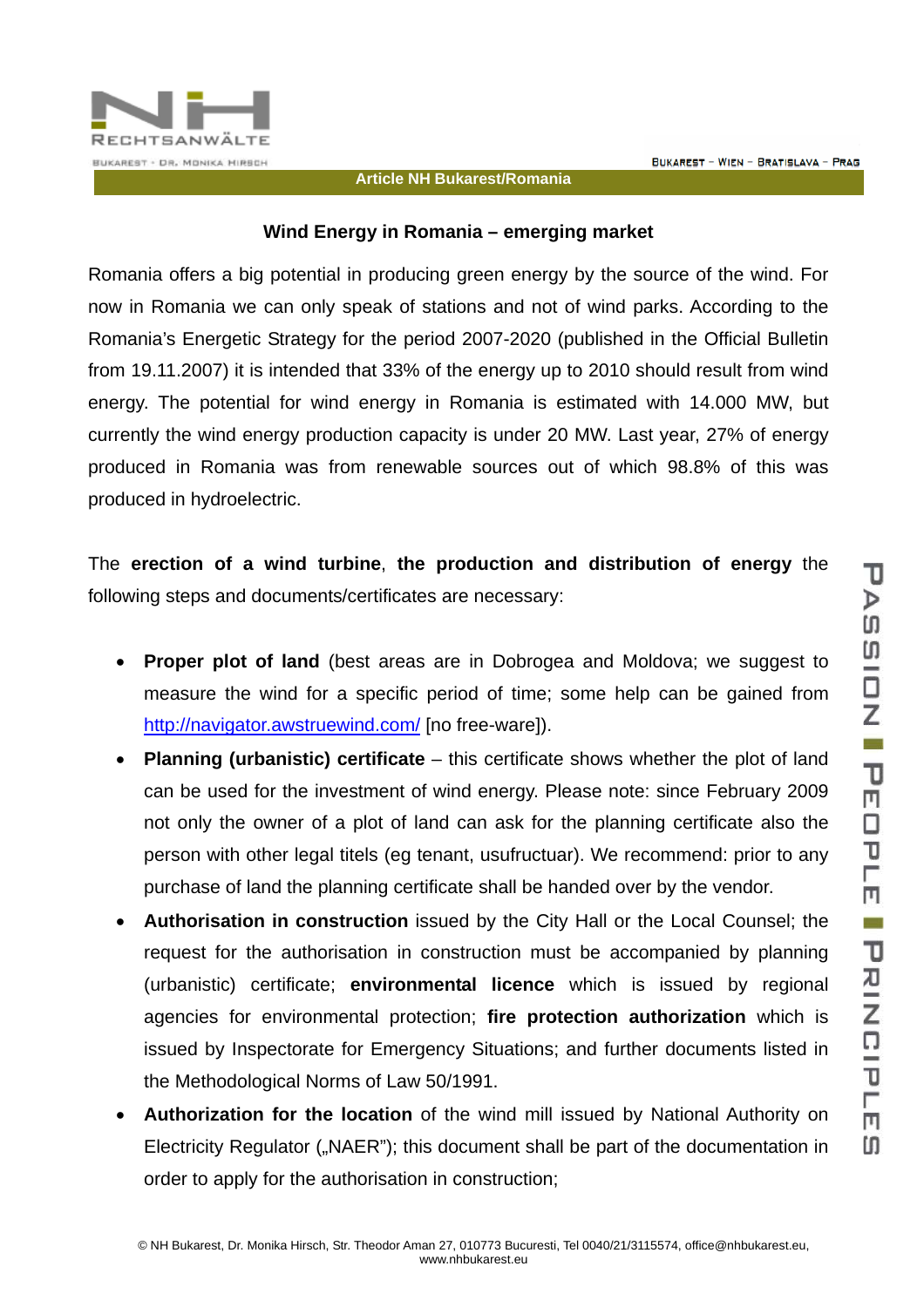Article NH Bukarest/Romania

## Wind Energy in Romania – emerging market

Romania offers a big potential in producing green energy by the source of the wind. For now in Romania we can only speak of stations and not of wind parks. According to the Romania's Energetic Strategy for the period 2007-2020 (published in the Official Bulletin from 19.11.2007) it is intended that 33% of the energy up to 2010 should result from wind energy. The potential for wind energy in Romania is estimated with 14.000 MW, but currently the wind energy production capacity is under 20 MW. Last year, 27% of energy produced in Romania was from renewable sources out of which 98.8% of this was produced in hydroelectric.

The **erection of a wind turbine**, **the production and distribution of energy** the following steps and documents/certificates are necessary:

- **Proper plot of land** (best areas are in Dobrogea and Moldova; we suggest to measure the wind for a specific period of time; some help can be gained from http://navigator.awstruewind.com/ [no free-ware]).
- **Planning (urbanistic) certificate** – this certificate shows whether the plot of land can be used for the investment of wind energy. Please note: since February 2009 not only the owner of a plot of land can ask for the planning certificate also the person with other legal titels (eg tenant, usufructuar). We recommend: prior to any purchase of land the planning certificate shall be handed over by the vendor.
- **Authorisation in construction** issued by the City Hall or the Local Counsel; the request for the authorisation in construction must be accompanied by planning (urbanistic) certificate; **environmental licence** which is issued by regional agencies for environmental protection; **fire protection authorization** which is issued by Inspectorate for Emergency Situations; and further documents listed in the Methodological Norms of Law 50/1991.
- **Authorization for the location** of the wind mill issued by National Authority on Electricity Regulator („NAER"); this document shall be part of the documentation in order to apply for the authorisation in construction;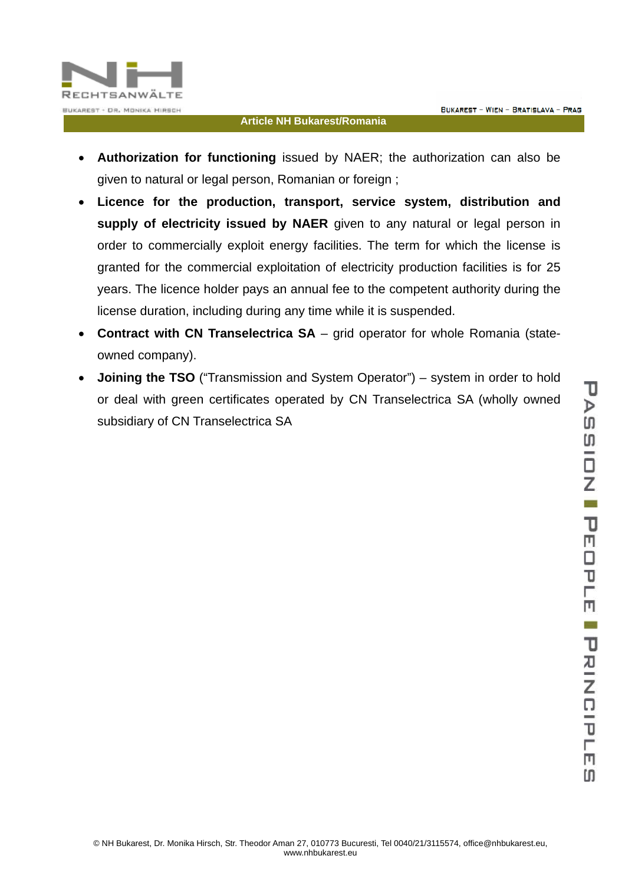- **Authorization for functioning** issued by NAER; the authorization can also be given to natural or legal person, Romanian or foreign ;
- **Licence for the production, transport, service system, distribution and supply of electricity issued by NAER** given to any natural or legal person in order to commercially exploit energy facilities. The term for which the license is granted for the commercial exploitation of electricity production facilities is for 25 years. The licence holder pays an annual fee to the competent authority during the license duration, including during any time while it is suspended.
- **Contract with CN Transelectrica SA** – grid operator for whole Romania (state-owned company).
- **Joining the TSO** ("Transmission and System Operator") – system in order to hold or deal with green certificates operated by CN Transelectrica SA (wholly owned subsidiary of CN Transelectrica SA